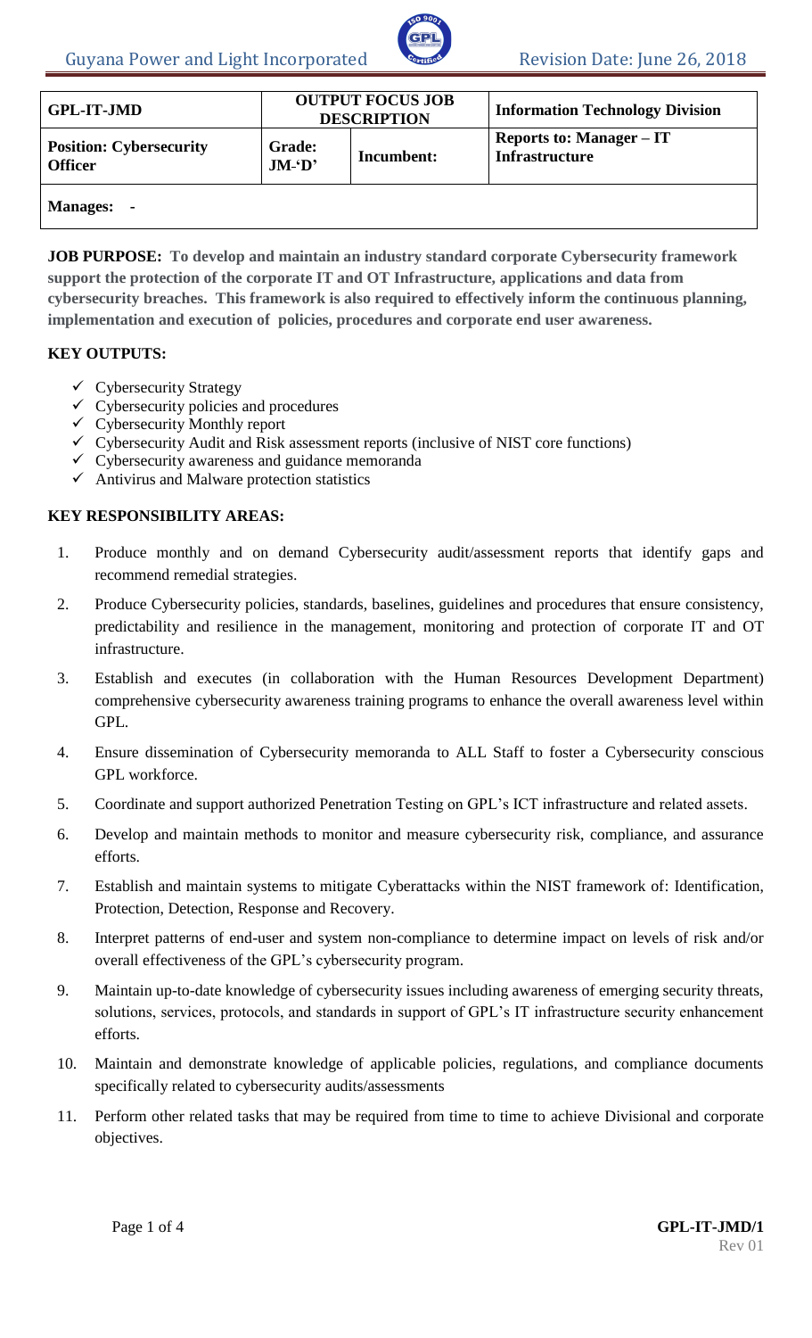| GPL-IT-JMD | OUTPUT FOCUS JOB DESCRIPTION | | Information Technology Division |
|---|---|---|---|
| **Position: Cybersecurity Officer** | **Grade: JM-'D'** | **Incumbent:** | **Reports to: Manager – IT Infrastructure** |
| **Manages: -** | | | |

**JOB PURPOSE: To develop and maintain an industry standard corporate Cybersecurity framework support the protection of the corporate IT and OT Infrastructure, applications and data from cybersecurity breaches. This framework is also required to effectively inform the continuous planning, implementation and execution of policies, procedures and corporate end user awareness.**

**KEY OUTPUTS:**

- ✓ Cybersecurity Strategy
- ✓ Cybersecurity policies and procedures
- ✓ Cybersecurity Monthly report
- ✓ Cybersecurity Audit and Risk assessment reports (inclusive of NIST core functions)
- ✓ Cybersecurity awareness and guidance memoranda
- ✓ Antivirus and Malware protection statistics

**KEY RESPONSIBILITY AREAS:**

1. Produce monthly and on demand Cybersecurity audit/assessment reports that identify gaps and recommend remedial strategies.
2. Produce Cybersecurity policies, standards, baselines, guidelines and procedures that ensure consistency, predictability and resilience in the management, monitoring and protection of corporate IT and OT infrastructure.
3. Establish and executes (in collaboration with the Human Resources Development Department) comprehensive cybersecurity awareness training programs to enhance the overall awareness level within GPL.
4. Ensure dissemination of Cybersecurity memoranda to ALL Staff to foster a Cybersecurity conscious GPL workforce.
5. Coordinate and support authorized Penetration Testing on GPL's ICT infrastructure and related assets.
6. Develop and maintain methods to monitor and measure cybersecurity risk, compliance, and assurance efforts.
7. Establish and maintain systems to mitigate Cyberattacks within the NIST framework of: Identification, Protection, Detection, Response and Recovery.
8. Interpret patterns of end-user and system non-compliance to determine impact on levels of risk and/or overall effectiveness of the GPL's cybersecurity program.
9. Maintain up-to-date knowledge of cybersecurity issues including awareness of emerging security threats, solutions, services, protocols, and standards in support of GPL's IT infrastructure security enhancement efforts.
10. Maintain and demonstrate knowledge of applicable policies, regulations, and compliance documents specifically related to cybersecurity audits/assessments
11. Perform other related tasks that may be required from time to time to achieve Divisional and corporate objectives.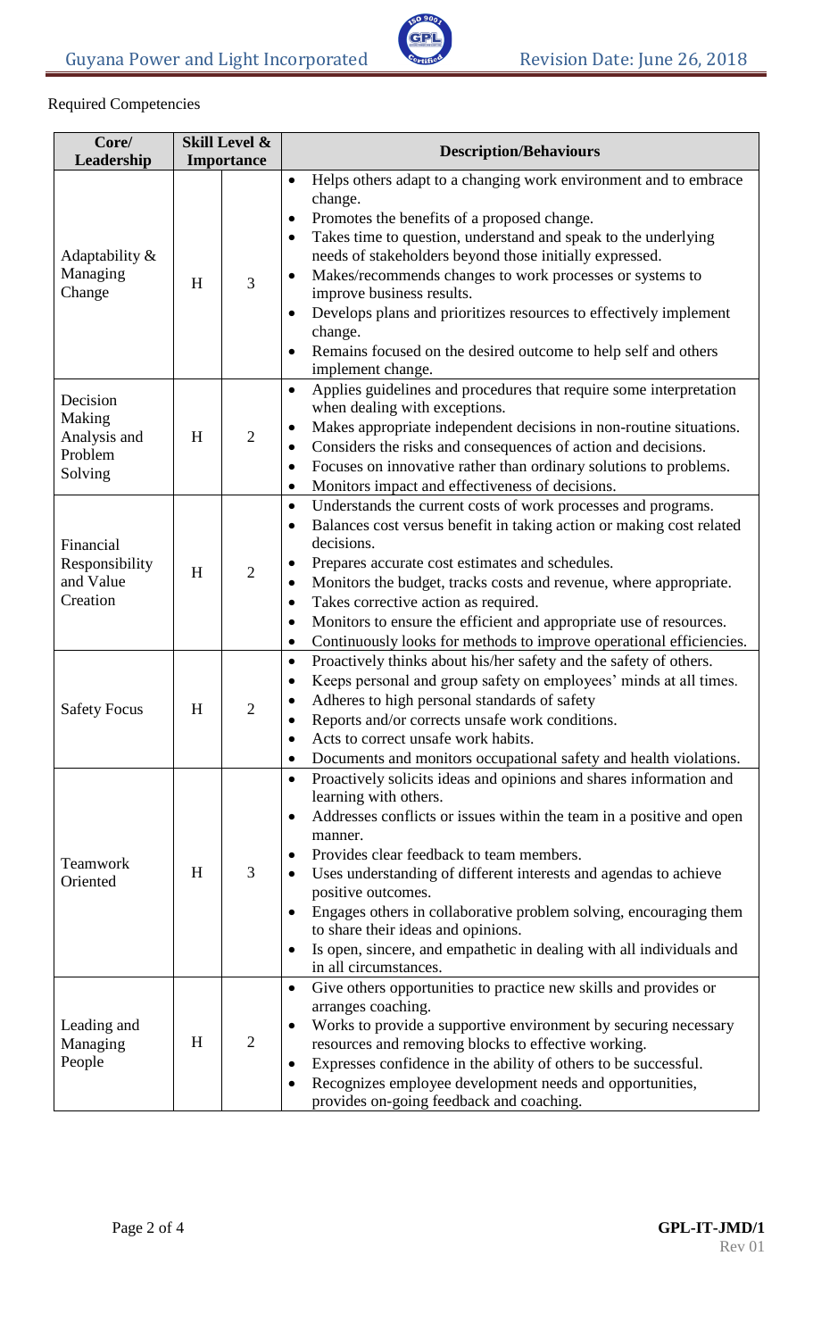Required Competencies

| Core/ Leadership | Skill Level & Importance | | Description/Behaviours |
|---|---|---|---|
| Adaptability & Managing Change | H | 3 | • Helps others adapt to a changing work environment and to embrace change.<br>• Promotes the benefits of a proposed change.<br>• Takes time to question, understand and speak to the underlying needs of stakeholders beyond those initially expressed.<br>• Makes/recommends changes to work processes or systems to improve business results.<br>• Develops plans and prioritizes resources to effectively implement change.<br>• Remains focused on the desired outcome to help self and others implement change. |
| Decision Making Analysis and Problem Solving | H | 2 | • Applies guidelines and procedures that require some interpretation when dealing with exceptions.<br>• Makes appropriate independent decisions in non-routine situations.<br>• Considers the risks and consequences of action and decisions.<br>• Focuses on innovative rather than ordinary solutions to problems.<br>• Monitors impact and effectiveness of decisions. |
| Financial Responsibility and Value Creation | H | 2 | • Understands the current costs of work processes and programs.<br>• Balances cost versus benefit in taking action or making cost related decisions.<br>• Prepares accurate cost estimates and schedules.<br>• Monitors the budget, tracks costs and revenue, where appropriate.<br>• Takes corrective action as required.<br>• Monitors to ensure the efficient and appropriate use of resources.<br>• Continuously looks for methods to improve operational efficiencies. |
| Safety Focus | H | 2 | • Proactively thinks about his/her safety and the safety of others.<br>• Keeps personal and group safety on employees' minds at all times.<br>• Adheres to high personal standards of safety<br>• Reports and/or corrects unsafe work conditions.<br>• Acts to correct unsafe work habits.<br>• Documents and monitors occupational safety and health violations. |
| Teamwork Oriented | H | 3 | • Proactively solicits ideas and opinions and shares information and learning with others.<br>• Addresses conflicts or issues within the team in a positive and open manner.<br>• Provides clear feedback to team members.<br>• Uses understanding of different interests and agendas to achieve positive outcomes.<br>• Engages others in collaborative problem solving, encouraging them to share their ideas and opinions.<br>• Is open, sincere, and empathetic in dealing with all individuals and in all circumstances. |
| Leading and Managing People | H | 2 | • Give others opportunities to practice new skills and provides or arranges coaching.<br>• Works to provide a supportive environment by securing necessary resources and removing blocks to effective working.<br>• Expresses confidence in the ability of others to be successful.<br>• Recognizes employee development needs and opportunities, provides on-going feedback and coaching. |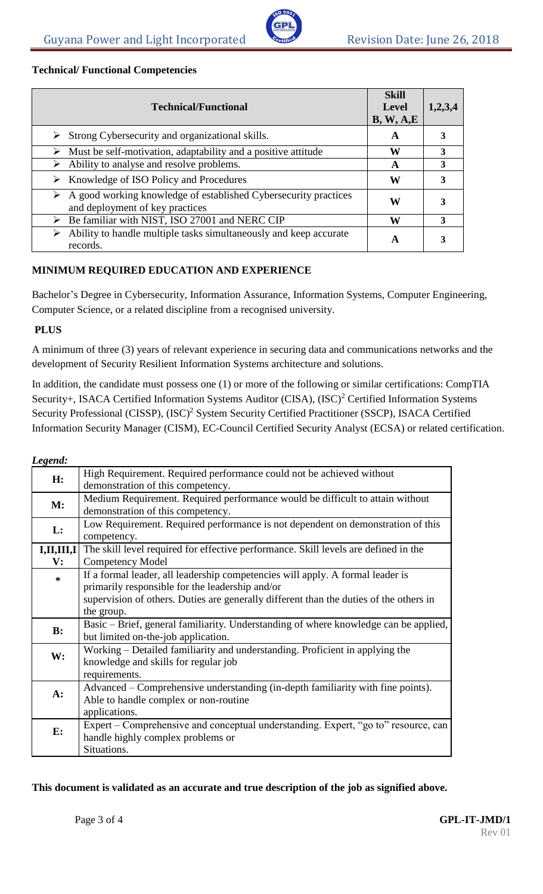**Technical/ Functional Competencies**

| Technical/Functional | Skill Level B, W, A,E | 1,2,3,4 |
|---|---|---|
| ➢ Strong Cybersecurity and organizational skills. | A | 3 |
| ➢ Must be self-motivation, adaptability and a positive attitude | W | 3 |
| ➢ Ability to analyse and resolve problems. | A | 3 |
| ➢ Knowledge of ISO Policy and Procedures | W | 3 |
| ➢ A good working knowledge of established Cybersecurity practices and deployment of key practices | W | 3 |
| ➢ Be familiar with NIST, ISO 27001 and NERC CIP | W | 3 |
| ➢ Ability to handle multiple tasks simultaneously and keep accurate records. | A | 3 |

**MINIMUM REQUIRED EDUCATION AND EXPERIENCE**

Bachelor's Degree in Cybersecurity, Information Assurance, Information Systems, Computer Engineering, Computer Science, or a related discipline from a recognised university.

**PLUS**

A minimum of three (3) years of relevant experience in securing data and communications networks and the development of Security Resilient Information Systems architecture and solutions.

In addition, the candidate must possess one (1) or more of the following or similar certifications: CompTIA Security+, ISACA Certified Information Systems Auditor (CISA), (ISC)$^2$ Certified Information Systems Security Professional (CISSP), (ISC)$^2$ System Security Certified Practitioner (SSCP), ISACA Certified Information Security Manager (CISM), EC-Council Certified Security Analyst (ECSA) or related certification.

***Legend:***

| | |
|---|---|
| **H:** | High Requirement. Required performance could not be achieved without demonstration of this competency. |
| **M:** | Medium Requirement. Required performance would be difficult to attain without demonstration of this competency. |
| **L:** | Low Requirement. Required performance is not dependent on demonstration of this competency. |
| **I,II,III,IV:** | The skill level required for effective performance. Skill levels are defined in the Competency Model |
| **\*** | If a formal leader, all leadership competencies will apply. A formal leader is primarily responsible for the leadership and/or supervision of others. Duties are generally different than the duties of the others in the group. |
| **B:** | Basic – Brief, general familiarity. Understanding of where knowledge can be applied, but limited on-the-job application. |
| **W:** | Working – Detailed familiarity and understanding. Proficient in applying the knowledge and skills for regular job requirements. |
| **A:** | Advanced – Comprehensive understanding (in-depth familiarity with fine points). Able to handle complex or non-routine applications. |
| **E:** | Expert – Comprehensive and conceptual understanding. Expert, "go to" resource, can handle highly complex problems or Situations. |

**This document is validated as an accurate and true description of the job as signified above.**

**GPL-IT-JMD/1**
Rev 01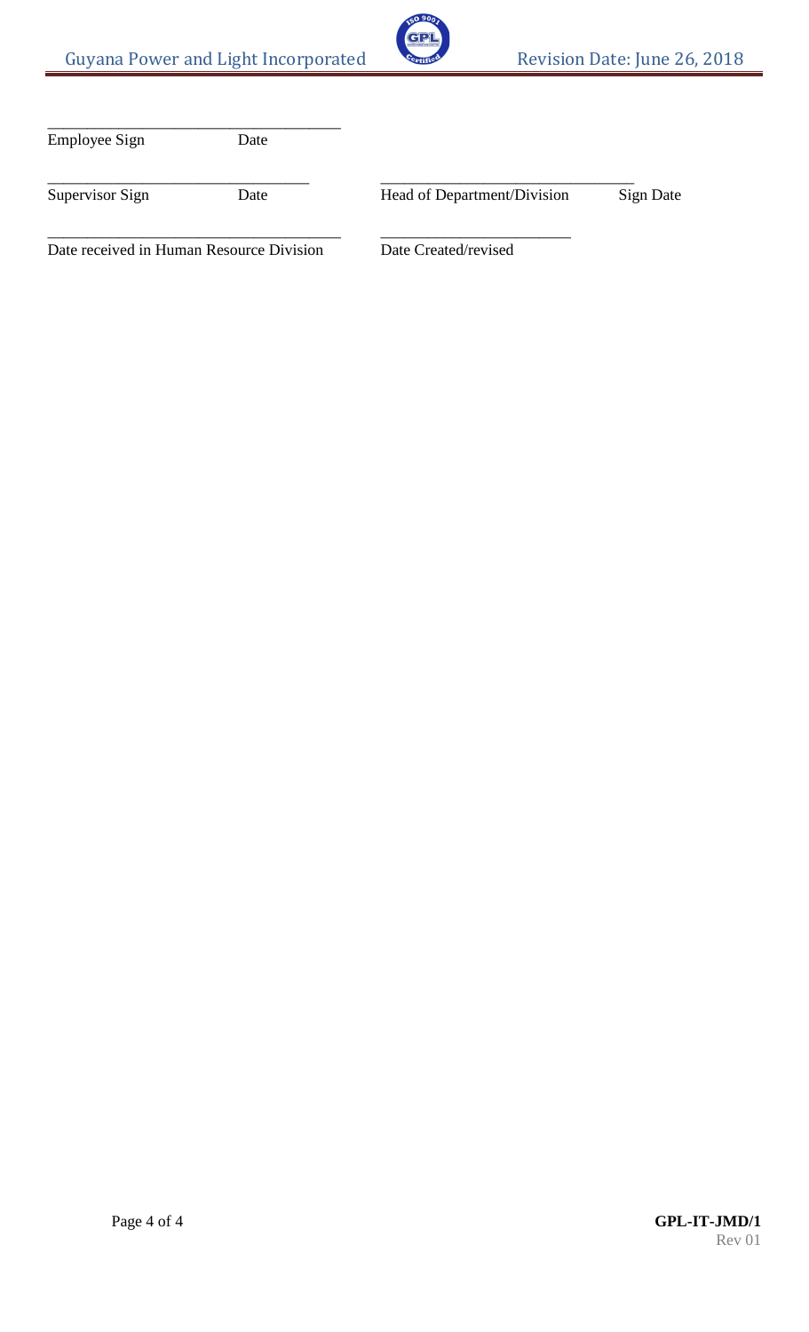\_\_\_\_\_\_\_\_\_\_\_\_\_\_\_\_\_\_\_\_\_\_\_\_\_\_\_\_\_\_\_\_\_\_\_\_\_\_

Employee Sign Date

\_\_\_\_\_\_\_\_\_\_\_\_\_\_\_\_\_\_\_\_\_\_\_\_\_\_\_\_\_\_\_\_\_\_ \_\_\_\_\_\_\_\_\_\_\_\_\_\_\_\_\_\_\_\_\_\_\_\_\_\_\_\_\_\_\_\_\_\_

Supervisor Sign Date Head of Department/Division Sign Date

\_\_\_\_\_\_\_\_\_\_\_\_\_\_\_\_\_\_\_\_\_\_\_\_\_\_\_\_\_\_\_\_\_\_\_\_\_\_ \_\_\_\_\_\_\_\_\_\_\_\_\_\_\_\_\_\_\_\_\_\_\_\_\_

Date received in Human Resource Division Date Created/revised